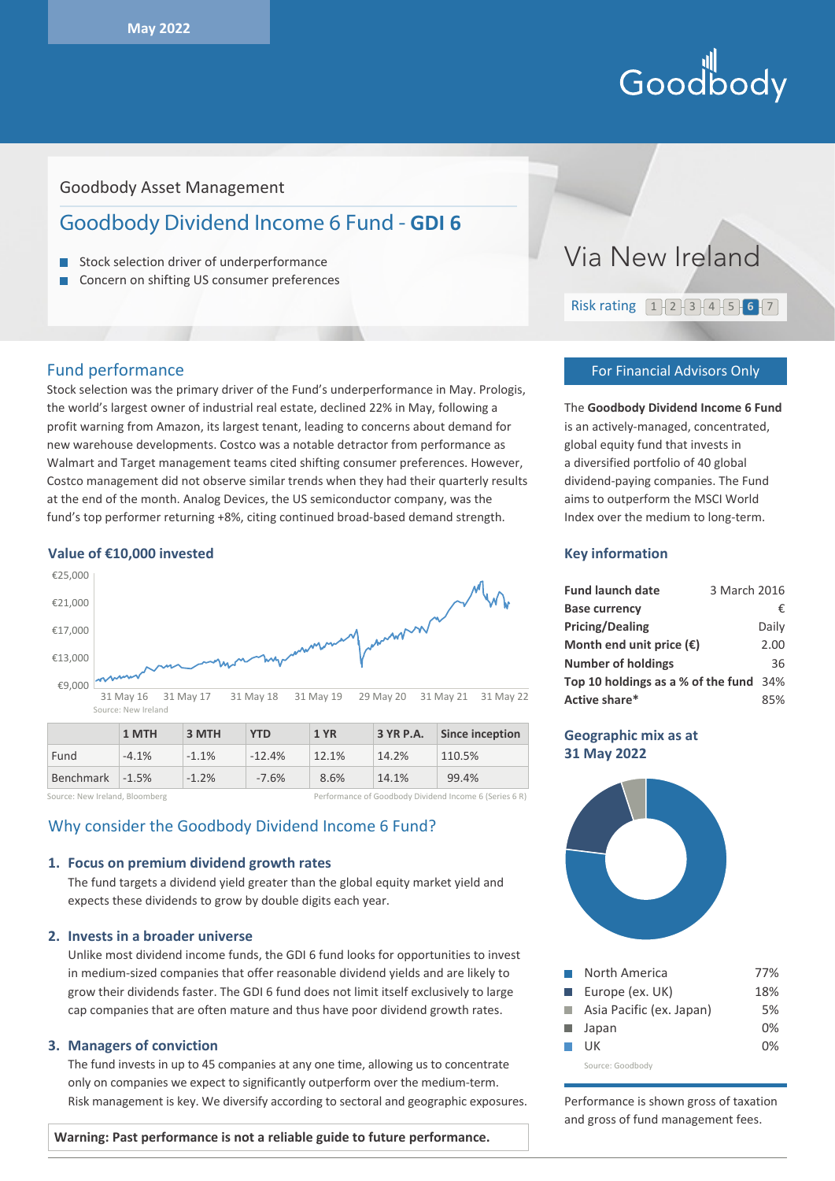May 2022

Goodbody

Goodbody Asset Management

# Goodbody Dividend Income 6 Fund - **GDI 6**

- Stock selection driver of underperformance
- Concern on shifting US consumer preferences

Via New Ireland

Risk rating 1 2 3 4 5 **6** 7

## Fund performance

Stock selection was the primary driver of the Fund's underperformance in May. Prologis, the world's largest owner of industrial real estate, declined 22% in May, following a profit warning from Amazon, its largest tenant, leading to concerns about demand for new warehouse developments. Costco was a notable detractor from performance as Walmart and Target management teams cited shifting consumer preferences. However, Costco management did not observe similar trends when they had their quarterly results at the end of the month. Analog Devices, the US semiconductor company, was the fund's top performer returning +8%, citing continued broad-based demand strength.

### Value of €10,000 invested

Source: New Ireland

| | 1 MTH | 3 MTH | YTD | 1 YR | 3 YR P.A. | Since inception |
|---|---|---|---|---|---|---|
| Fund | -4.1% | -1.1% | -12.4% | 12.1% | 14.2% | 110.5% |
| Benchmark | -1.5% | -1.2% | -7.6% | 8.6% | 14.1% | 99.4% |

Source: New Ireland, Bloomberg — Performance of Goodbody Dividend Income 6 (Series 6 R)

## Why consider the Goodbody Dividend Income 6 Fund?

### 1. Focus on premium dividend growth rates

The fund targets a dividend yield greater than the global equity market yield and expects these dividends to grow by double digits each year.

### 2. Invests in a broader universe

Unlike most dividend income funds, the GDI 6 fund looks for opportunities to invest in medium-sized companies that offer reasonable dividend yields and are likely to grow their dividends faster. The GDI 6 fund does not limit itself exclusively to large cap companies that are often mature and thus have poor dividend growth rates.

### 3. Managers of conviction

The fund invests in up to 45 companies at any one time, allowing us to concentrate only on companies we expect to significantly outperform over the medium-term. Risk management is key. We diversify according to sectoral and geographic exposures.

**Warning: Past performance is not a reliable guide to future performance.**

**For Financial Advisors Only**

The **Goodbody Dividend Income 6 Fund** is an actively-managed, concentrated, global equity fund that invests in a diversified portfolio of 40 global dividend-paying companies. The Fund aims to outperform the MSCI World Index over the medium to long-term.

### Key information

| | |
|---|---|
| **Fund launch date** | 3 March 2016 |
| **Base currency** | € |
| **Pricing/Dealing** | Daily |
| **Month end unit price (€)** | 2.00 |
| **Number of holdings** | 36 |
| **Top 10 holdings as a % of the fund** | 34% |
| **Active share*** | 85% |

### Geographic mix as at 31 May 2022

| Region | % |
|---|---|
| North America | 77% |
| Europe (ex. UK) | 18% |
| Asia Pacific (ex. Japan) | 5% |
| Japan | 0% |
| UK | 0% |

Source: Goodbody

Performance is shown gross of taxation and gross of fund management fees.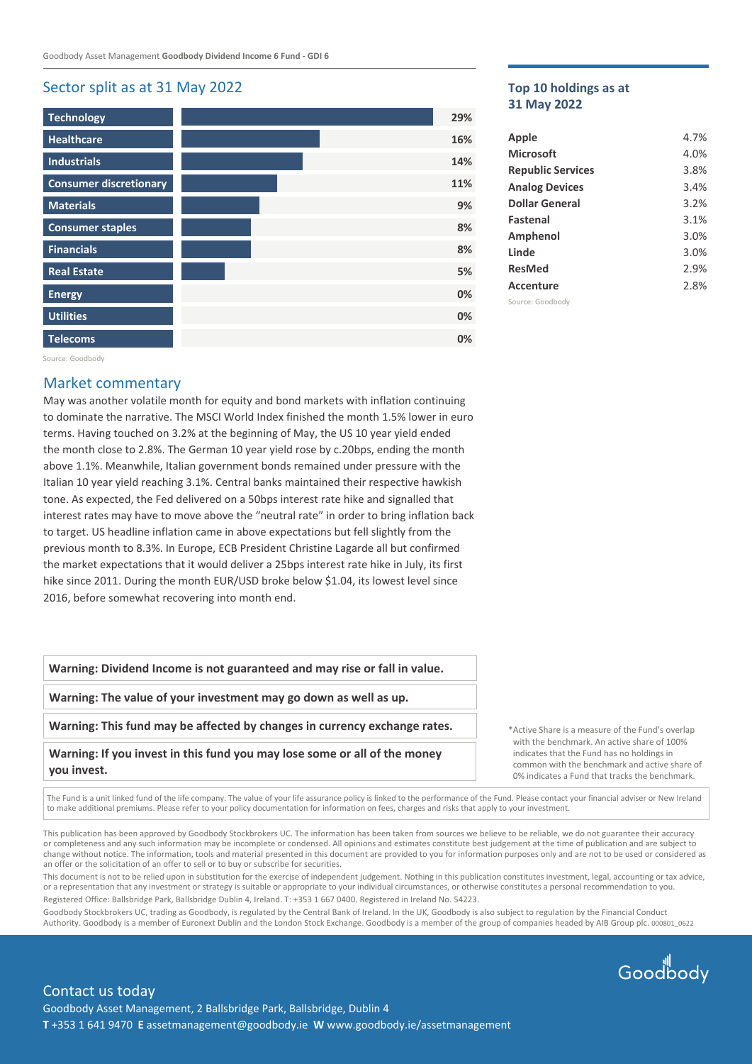## Sector split as at 31 May 2022

Technology 29%
Healthcare 16%
Industrials 14%
Consumer discretionary 11%
Materials 9%
Consumer staples 8%
Financials 8%
Real Estate 5%
Energy 0%
Utilities 0%
Telecoms 0%

Source: Goodbody

## Top 10 holdings as at 31 May 2022

| | |
|---|---|
| **Apple** | 4.7% |
| **Microsoft** | 4.0% |
| **Republic Services** | 3.8% |
| **Analog Devices** | 3.4% |
| **Dollar General** | 3.2% |
| **Fastenal** | 3.1% |
| **Amphenol** | 3.0% |
| **Linde** | 3.0% |
| **ResMed** | 2.9% |
| **Accenture** | 2.8% |

Source: Goodbody

## Market commentary

May was another volatile month for equity and bond markets with inflation continuing to dominate the narrative. The MSCI World Index finished the month 1.5% lower in euro terms. Having touched on 3.2% at the beginning of May, the US 10 year yield ended the month close to 2.8%. The German 10 year yield rose by c.20bps, ending the month above 1.1%. Meanwhile, Italian government bonds remained under pressure with the Italian 10 year yield reaching 3.1%. Central banks maintained their respective hawkish tone. As expected, the Fed delivered on a 50bps interest rate hike and signalled that interest rates may have to move above the "neutral rate" in order to bring inflation back to target. US headline inflation came in above expectations but fell slightly from the previous month to 8.3%. In Europe, ECB President Christine Lagarde all but confirmed the market expectations that it would deliver a 25bps interest rate hike in July, its first hike since 2011. During the month EUR/USD broke below $1.04, its lowest level since 2016, before somewhat recovering into month end.

**Warning: Dividend Income is not guaranteed and may rise or fall in value.**

**Warning: The value of your investment may go down as well as up.**

**Warning: This fund may be affected by changes in currency exchange rates.**

**Warning: If you invest in this fund you may lose some or all of the money you invest.**

*Active Share is a measure of the Fund's overlap with the benchmark. An active share of 100% indicates that the Fund has no holdings in common with the benchmark and active share of 0% indicates a Fund that tracks the benchmark.

The Fund is a unit linked fund of the life company. The value of your life assurance policy is linked to the performance of the Fund. Please contact your financial adviser or New Ireland to make additional premiums. Please refer to your policy documentation for information on fees, charges and risks that apply to your investment.

This publication has been approved by Goodbody Stockbrokers UC. The information has been taken from sources we believe to be reliable, we do not guarantee their accuracy or completeness and any such information may be incomplete or condensed. All opinions and estimates constitute best judgement at the time of publication and are subject to change without notice. The information, tools and material presented in this document are provided to you for information purposes only and are not to be used or considered as an offer or the solicitation of an offer to sell or to buy or subscribe for securities.

This document is not to be relied upon in substitution for the exercise of independent judgement. Nothing in this publication constitutes investment, legal, accounting or tax advice, or a representation that any investment or strategy is suitable or appropriate to your individual circumstances, or otherwise constitutes a personal recommendation to you.

Registered Office: Ballsbridge Park, Ballsbridge Dublin 4, Ireland. T: +353 1 667 0400. Registered in Ireland No. 54223.

Goodbody Stockbrokers UC, trading as Goodbody, is regulated by the Central Bank of Ireland. In the UK, Goodbody is also subject to regulation by the Financial Conduct Authority. Goodbody is a member of Euronext Dublin and the London Stock Exchange. Goodbody is a member of the group of companies headed by AIB Group plc. 000801_0622

Goodbody

## Contact us today

Goodbody Asset Management, 2 Ballsbridge Park, Ballsbridge, Dublin 4

**T** +353 1 641 9470 **E** assetmanagement@goodbody.ie **W** www.goodbody.ie/assetmanagement